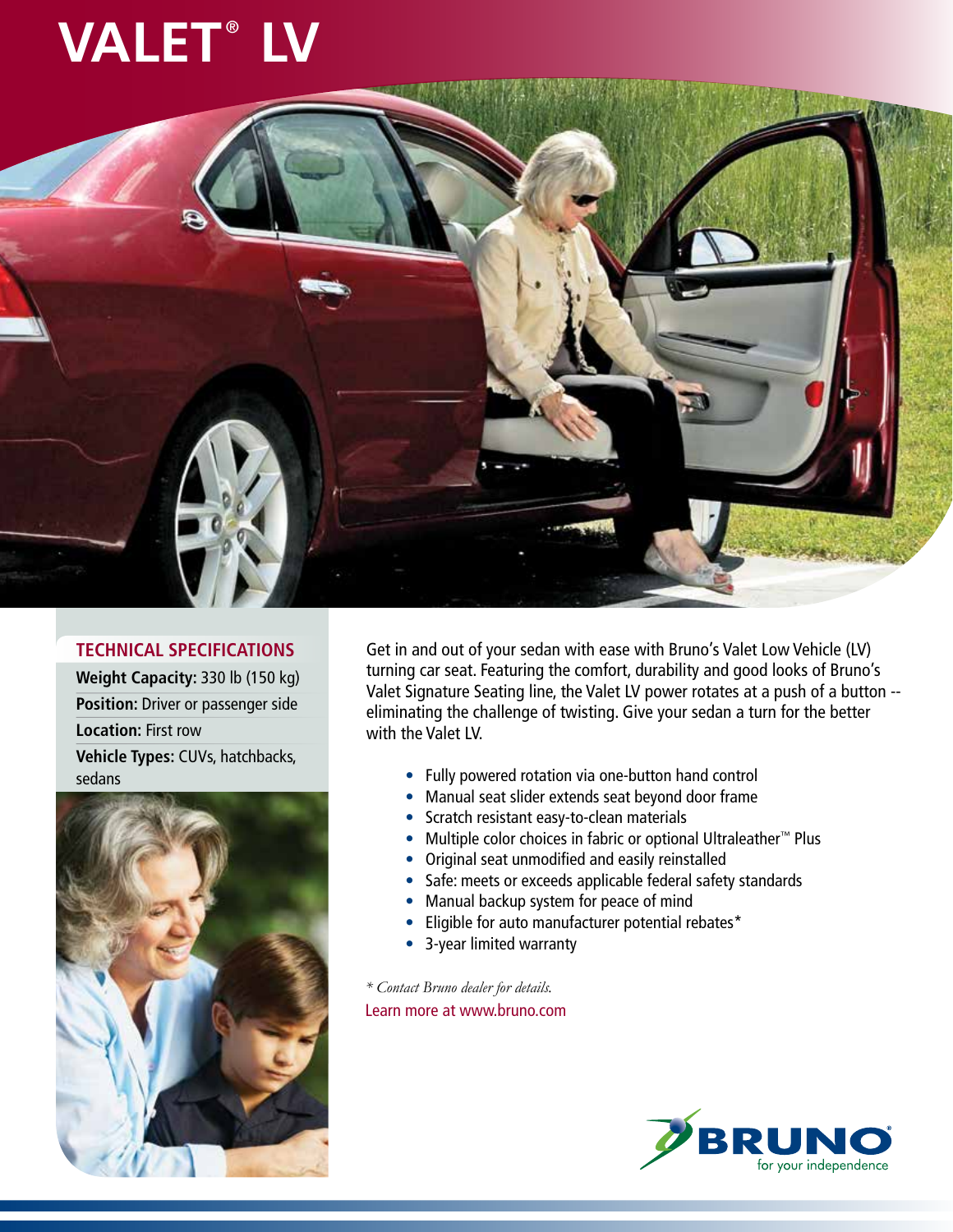# VALET® LV

## TECHNICAL SPECIFICATIONS

**Weight Capacity:** 330 lb (150 kg)

**Position:** Driver or passenger side

**Location:** First row

**Vehicle Types:** CUVs, hatchbacks, sedans

Get in and out of your sedan with ease with Bruno's Valet Low Vehicle (LV) turning car seat. Featuring the comfort, durability and good looks of Bruno's Valet Signature Seating line, the Valet LV power rotates at a push of a button -- eliminating the challenge of twisting. Give your sedan a turn for the better with the Valet LV.

- Fully powered rotation via one-button hand control
- Manual seat slider extends seat beyond door frame
- Scratch resistant easy-to-clean materials
- Multiple color choices in fabric or optional Ultraleather™ Plus
- Original seat unmodified and easily reinstalled
- Safe: meets or exceeds applicable federal safety standards
- Manual backup system for peace of mind
- Eligible for auto manufacturer potential rebates*
- 3-year limited warranty

*\* Contact Bruno dealer for details.*

Learn more at www.bruno.com

BRUNO® for your independence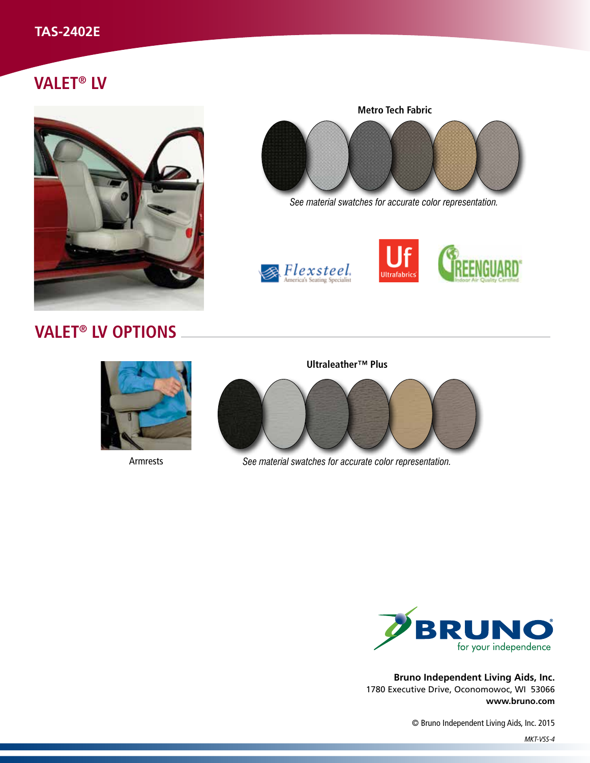TAS-2402E

## VALET® LV

**Metro Tech Fabric**

*See material swatches for accurate color representation.*

Flexsteel
America's Seating Specialist

Uf
Ultrafabrics

GREENGUARD
Indoor Air Quality Certified

## VALET® LV OPTIONS

Armrests

**Ultraleather™ Plus**

*See material swatches for accurate color representation.*

BRUNO
for your independence

**Bruno Independent Living Aids, Inc.**
1780 Executive Drive, Oconomowoc, WI 53066
**www.bruno.com**

© Bruno Independent Living Aids, Inc. 2015

*MKT-VSS-4*